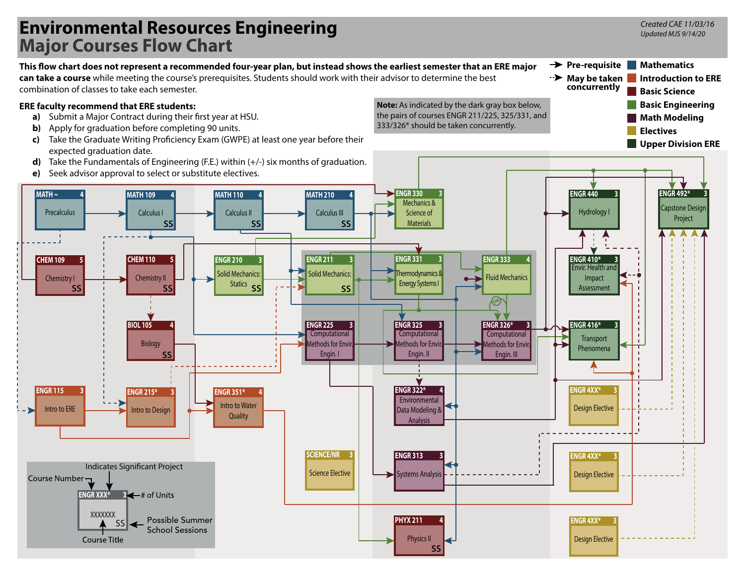# Environmental Resources Engineering
## Major Courses Flow Chart

*Created CAE 11/03/16*
*Updated MJS 9/14/20*

**This flow chart does not represent a recommended four-year plan, but instead shows the earliest semester that an ERE major can take a course** while meeting the course's prerequisites. Students should work with their advisor to determine the best combination of classes to take each semester.

**Legend:**
- → Pre-requisite
- ⇢ May be taken concurrently
- Mathematics
- Introduction to ERE
- Basic Science
- Basic Engineering
- Math Modeling
- Electives
- Upper Division ERE

**ERE faculty recommend that ERE students:**

a) Submit a Major Contract during their first year at HSU.
b) Apply for graduation before completing 90 units.
c) Take the Graduate Writing Proficiency Exam (GWPE) at least one year before their expected graduation date.
d) Take the Fundamentals of Engineering (F.E.) within (+/-) six months of graduation.
e) Seek advisor approval to select or substitute electives.

**Note:** As indicated by the dark gray box below, the pairs of courses ENGR 211/225, 325/331, and 333/326* should be taken concurrently.

| Course | Title | Units | Summer (SS) |
|---|---|---|---|
| MATH ~ | Precalculus | 4 | |
| MATH 109 | Calculus I | 4 | SS |
| MATH 110 | Calculus II | 4 | SS |
| MATH 210 | Calculus III | 4 | SS |
| CHEM 109 | Chemistry I | 5 | SS |
| CHEM 110 | Chemistry II | 5 | SS |
| BIOL 105 | Biology | 4 | SS |
| ENGR 115 | Intro to ERE | 3 | |
| ENGR 215* | Intro to Design | 3 | |
| ENGR 210 | Solid Mechanics: Statics | 3 | SS |
| ENGR 351* | Intro to Water Quality | 4 | |
| ENGR 211 | Solid Mechanics: | 3 | SS |
| ENGR 225 | Computational Methods for Envir. Engin. I | 3 | |
| SCIENCE/NR | Science Elective | 3 | |
| ENGR 330 | Mechanics & Science of Materials | 3 | |
| ENGR 331 | Thermodynamics & Energy Systems I | 3 | |
| ENGR 325 | Computational Methods for Envir. Engin. II | 3 | |
| ENGR 322* | Environmental Data Modeling & Analysis | 4 | |
| ENGR 313 | Systems Analysis | 3 | |
| PHYX 211 | Physics II | 4 | SS |
| ENGR 333 | Fluid Mechanics | 4 | |
| ENGR 326* | Computational Methods for Envir. Engin. III | 3 | |
| ENGR 440 | Hydrology I | 3 | |
| ENGR 410* | Envir. Health and Impact Assessment | 3 | |
| ENGR 416* | Transport Phenomena | 3 | |
| ENGR 4XX* | Design Elective | 3 | |
| ENGR 4XX* | Design Elective | 3 | |
| ENGR 4XX* | Design Elective | 3 | |
| ENGR 492* | Capstone Design Project | 3 | |

**Key:** ENGR XXX* — Course Number; * Indicates Significant Project; 3 — # of Units; XXXXXXX — Course Title; SS — Possible Summer School Sessions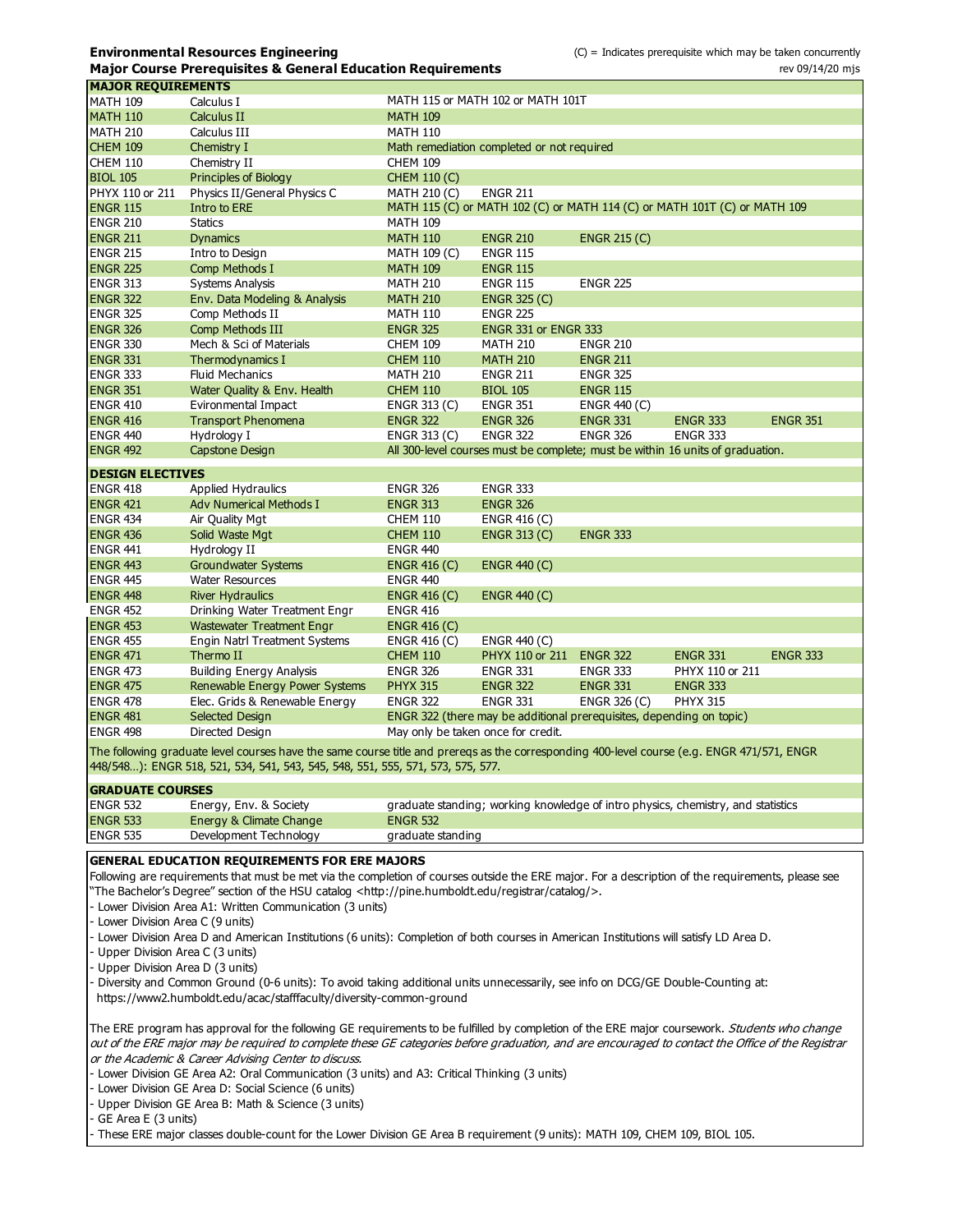**Environmental Resources Engineering**
**Major Course Prerequisites & General Education Requirements**

(C) = Indicates prerequisite which may be taken concurrently

rev 09/14/20 mjs

| | | | | | | |
|---|---|---|---|---|---|---|
| **MAJOR REQUIREMENTS** | | | | | | |
| MATH 109 | Calculus I | MATH 115 or MATH 102 or MATH 101T | | | | |
| MATH 110 | Calculus II | MATH 109 | | | | |
| MATH 210 | Calculus III | MATH 110 | | | | |
| CHEM 109 | Chemistry I | Math remediation completed or not required | | | | |
| CHEM 110 | Chemistry II | CHEM 109 | | | | |
| BIOL 105 | Principles of Biology | CHEM 110 (C) | | | | |
| PHYX 110 or 211 | Physics II/General Physics C | MATH 210 (C) | ENGR 211 | | | |
| ENGR 115 | Intro to ERE | MATH 115 (C) or MATH 102 (C) or MATH 114 (C) or MATH 101T (C) or MATH 109 | | | | |
| ENGR 210 | Statics | MATH 109 | | | | |
| ENGR 211 | Dynamics | MATH 110 | ENGR 210 | ENGR 215 (C) | | |
| ENGR 215 | Intro to Design | MATH 109 (C) | ENGR 115 | | | |
| ENGR 225 | Comp Methods I | MATH 109 | ENGR 115 | | | |
| ENGR 313 | Systems Analysis | MATH 210 | ENGR 115 | ENGR 225 | | |
| ENGR 322 | Env. Data Modeling & Analysis | MATH 210 | ENGR 325 (C) | | | |
| ENGR 325 | Comp Methods II | MATH 110 | ENGR 225 | | | |
| ENGR 326 | Comp Methods III | ENGR 325 | ENGR 331 or ENGR 333 | | | |
| ENGR 330 | Mech & Sci of Materials | CHEM 109 | MATH 210 | ENGR 210 | | |
| ENGR 331 | Thermodynamics I | CHEM 110 | MATH 210 | ENGR 211 | | |
| ENGR 333 | Fluid Mechanics | MATH 210 | ENGR 211 | ENGR 325 | | |
| ENGR 351 | Water Quality & Env. Health | CHEM 110 | BIOL 105 | ENGR 115 | | |
| ENGR 410 | Evironmental Impact | ENGR 313 (C) | ENGR 351 | ENGR 440 (C) | | |
| ENGR 416 | Transport Phenomena | ENGR 322 | ENGR 326 | ENGR 331 | ENGR 333 | ENGR 351 |
| ENGR 440 | Hydrology I | ENGR 313 (C) | ENGR 322 | ENGR 326 | ENGR 333 | |
| ENGR 492 | Capstone Design | All 300-level courses must be complete; must be within 16 units of graduation. | | | | |
| **DESIGN ELECTIVES** | | | | | | |
| ENGR 418 | Applied Hydraulics | ENGR 326 | ENGR 333 | | | |
| ENGR 421 | Adv Numerical Methods I | ENGR 313 | ENGR 326 | | | |
| ENGR 434 | Air Quality Mgt | CHEM 110 | ENGR 416 (C) | | | |
| ENGR 436 | Solid Waste Mgt | CHEM 110 | ENGR 313 (C) | ENGR 333 | | |
| ENGR 441 | Hydrology II | ENGR 440 | | | | |
| ENGR 443 | Groundwater Systems | ENGR 416 (C) | ENGR 440 (C) | | | |
| ENGR 445 | Water Resources | ENGR 440 | | | | |
| ENGR 448 | River Hydraulics | ENGR 416 (C) | ENGR 440 (C) | | | |
| ENGR 452 | Drinking Water Treatment Engr | ENGR 416 | | | | |
| ENGR 453 | Wastewater Treatment Engr | ENGR 416 (C) | | | | |
| ENGR 455 | Engin Natrl Treatment Systems | ENGR 416 (C) | ENGR 440 (C) | | | |
| ENGR 471 | Thermo II | CHEM 110 | PHYX 110 or 211 | ENGR 322 | ENGR 331 | ENGR 333 |
| ENGR 473 | Building Energy Analysis | ENGR 326 | ENGR 331 | ENGR 333 | PHYX 110 or 211 | |
| ENGR 475 | Renewable Energy Power Systems | PHYX 315 | ENGR 322 | ENGR 331 | ENGR 333 | |
| ENGR 478 | Elec. Grids & Renewable Energy | ENGR 322 | ENGR 331 | ENGR 326 (C) | PHYX 315 | |
| ENGR 481 | Selected Design | ENGR 322 (there may be additional prerequisites, depending on topic) | | | | |
| ENGR 498 | Directed Design | May only be taken once for credit. | | | | |
| The following graduate level courses have the same course title and prereqs as the corresponding 400-level course (e.g. ENGR 471/571, ENGR 448/548…): ENGR 518, 521, 534, 541, 543, 545, 548, 551, 555, 571, 573, 575, 577. | | | | | | |
| **GRADUATE COURSES** | | | | | | |
| ENGR 532 | Energy, Env. & Society | graduate standing; working knowledge of intro physics, chemistry, and statistics | | | | |
| ENGR 533 | Energy & Climate Change | ENGR 532 | | | | |
| ENGR 535 | Development Technology | graduate standing | | | | |

**GENERAL EDUCATION REQUIREMENTS FOR ERE MAJORS**

Following are requirements that must be met via the completion of courses outside the ERE major. For a description of the requirements, please see "The Bachelor's Degree" section of the HSU catalog <http://pine.humboldt.edu/registrar/catalog/>.

- Lower Division Area A1: Written Communication (3 units)
- Lower Division Area C (9 units)
- Lower Division Area D and American Institutions (6 units): Completion of both courses in American Institutions will satisfy LD Area D.
- Upper Division Area C (3 units)
- Upper Division Area D (3 units)
- Diversity and Common Ground (0-6 units): To avoid taking additional units unnecessarily, see info on DCG/GE Double-Counting at: https://www2.humboldt.edu/acac/stafffaculty/diversity-common-ground

The ERE program has approval for the following GE requirements to be fulfilled by completion of the ERE major coursework. *Students who change out of the ERE major may be required to complete these GE categories before graduation, and are encouraged to contact the Office of the Registrar or the Academic & Career Advising Center to discuss.*

- Lower Division GE Area A2: Oral Communication (3 units) and A3: Critical Thinking (3 units)
- Lower Division GE Area D: Social Science (6 units)
- Upper Division GE Area B: Math & Science (3 units)
- GE Area E (3 units)
- These ERE major classes double-count for the Lower Division GE Area B requirement (9 units): MATH 109, CHEM 109, BIOL 105.